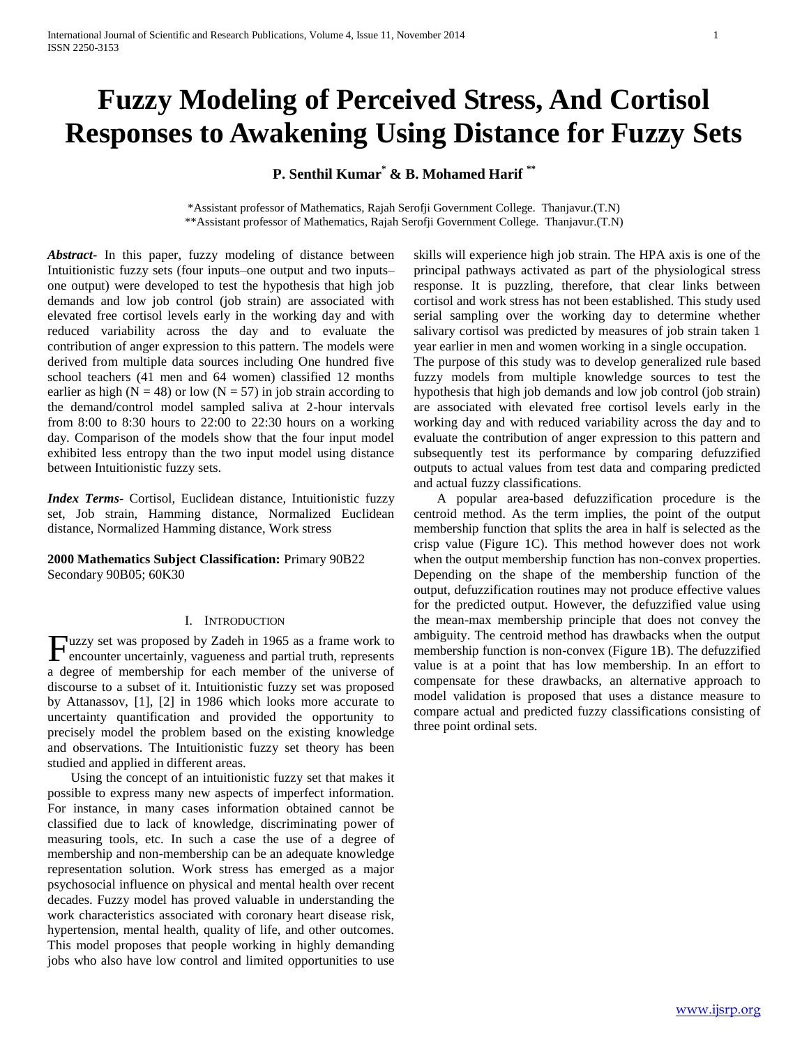# Fuzzy Modeling of Perceived Stress, And Cortisol Responses to Awakening Using Distance for Fuzzy Sets

**P. Senthil Kumar\* & B. Mohamed Harif \*\***

\*Assistant professor of Mathematics, Rajah Serofji Government College. Thanjavur.(T.N)
\*\*Assistant professor of Mathematics, Rajah Serofji Government College. Thanjavur.(T.N)

***Abstract-*** In this paper, fuzzy modeling of distance between Intuitionistic fuzzy sets (four inputs–one output and two inputs–one output) were developed to test the hypothesis that high job demands and low job control (job strain) are associated with elevated free cortisol levels early in the working day and with reduced variability across the day and to evaluate the contribution of anger expression to this pattern. The models were derived from multiple data sources including One hundred five school teachers (41 men and 64 women) classified 12 months earlier as high (N = 48) or low (N = 57) in job strain according to the demand/control model sampled saliva at 2-hour intervals from 8:00 to 8:30 hours to 22:00 to 22:30 hours on a working day. Comparison of the models show that the four input model exhibited less entropy than the two input model using distance between Intuitionistic fuzzy sets.

***Index Terms-*** Cortisol, Euclidean distance, Intuitionistic fuzzy set, Job strain, Hamming distance, Normalized Euclidean distance, Normalized Hamming distance, Work stress

**2000 Mathematics Subject Classification:** Primary 90B22 Secondary 90B05; 60K30

## I. Introduction

Fuzzy set was proposed by Zadeh in 1965 as a frame work to encounter uncertainly, vagueness and partial truth, represents a degree of membership for each member of the universe of discourse to a subset of it. Intuitionistic fuzzy set was proposed by Attanassov, [1], [2] in 1986 which looks more accurate to uncertainty quantification and provided the opportunity to precisely model the problem based on the existing knowledge and observations. The Intuitionistic fuzzy set theory has been studied and applied in different areas.

Using the concept of an intuitionistic fuzzy set that makes it possible to express many new aspects of imperfect information. For instance, in many cases information obtained cannot be classified due to lack of knowledge, discriminating power of measuring tools, etc. In such a case the use of a degree of membership and non-membership can be an adequate knowledge representation solution. Work stress has emerged as a major psychosocial influence on physical and mental health over recent decades. Fuzzy model has proved valuable in understanding the work characteristics associated with coronary heart disease risk, hypertension, mental health, quality of life, and other outcomes. This model proposes that people working in highly demanding jobs who also have low control and limited opportunities to use skills will experience high job strain. The HPA axis is one of the principal pathways activated as part of the physiological stress response. It is puzzling, therefore, that clear links between cortisol and work stress has not been established. This study used serial sampling over the working day to determine whether salivary cortisol was predicted by measures of job strain taken 1 year earlier in men and women working in a single occupation.
The purpose of this study was to develop generalized rule based fuzzy models from multiple knowledge sources to test the hypothesis that high job demands and low job control (job strain) are associated with elevated free cortisol levels early in the working day and with reduced variability across the day and to evaluate the contribution of anger expression to this pattern and subsequently test its performance by comparing defuzzified outputs to actual values from test data and comparing predicted and actual fuzzy classifications.

A popular area-based defuzzification procedure is the centroid method. As the term implies, the point of the output membership function that splits the area in half is selected as the crisp value (Figure 1C). This method however does not work when the output membership function has non-convex properties. Depending on the shape of the membership function of the output, defuzzification routines may not produce effective values for the predicted output. However, the defuzzified value using the mean-max membership principle that does not convey the ambiguity. The centroid method has drawbacks when the output membership function is non-convex (Figure 1B). The defuzzified value is at a point that has low membership. In an effort to compensate for these drawbacks, an alternative approach to model validation is proposed that uses a distance measure to compare actual and predicted fuzzy classifications consisting of three point ordinal sets.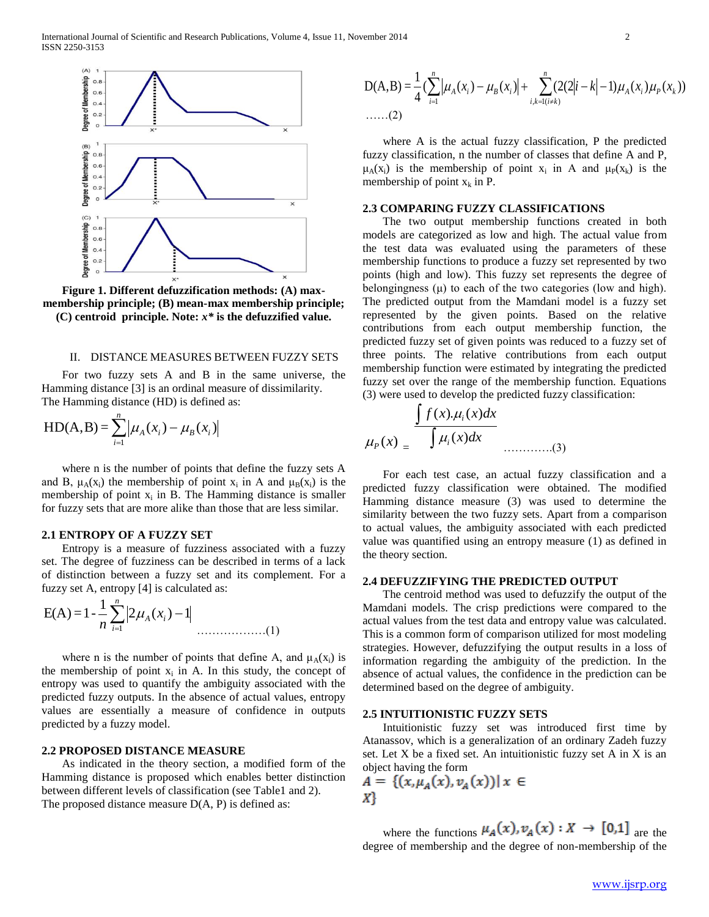Figure 1. Different defuzzification methods: (A) max-membership principle; (B) mean-max membership principle; (C) centroid principle. Note: $x^*$ is the defuzzified value.

## II. DISTANCE MEASURES BETWEEN FUZZY SETS

For two fuzzy sets A and B in the same universe, the Hamming distance [3] is an ordinal measure of dissimilarity. The Hamming distance (HD) is defined as:

$$\text{HD}(A,B) = \sum_{i=1}^{n} |\mu_A(x_i) - \mu_B(x_i)|$$

where n is the number of points that define the fuzzy sets A and B, $\mu_A(x_i)$ the membership of point $x_i$ in A and $\mu_B(x_i)$ is the membership of point $x_i$ in B. The Hamming distance is smaller for fuzzy sets that are more alike than those that are less similar.

### 2.1 ENTROPY OF A FUZZY SET

Entropy is a measure of fuzziness associated with a fuzzy set. The degree of fuzziness can be described in terms of a lack of distinction between a fuzzy set and its complement. For a fuzzy set A, entropy [4] is calculated as:

$$\text{E}(A) = 1 - \frac{1}{n}\sum_{i=1}^{n} |2\mu_A(x_i) - 1| \quad \text{..................(1)}$$

where n is the number of points that define A, and $\mu_A(x_i)$ is the membership of point $x_i$ in A. In this study, the concept of entropy was used to quantify the ambiguity associated with the predicted fuzzy outputs. In the absence of actual values, entropy values are essentially a measure of confidence in outputs predicted by a fuzzy model.

### 2.2 PROPOSED DISTANCE MEASURE

As indicated in the theory section, a modified form of the Hamming distance is proposed which enables better distinction between different levels of classification (see Table1 and 2).
The proposed distance measure D(A, P) is defined as:

$$\text{D}(A,B) = \frac{1}{4}\left(\sum_{i=1}^{n} |\mu_A(x_i) - \mu_B(x_i)| + \sum_{i,k=1(i\neq k)}^{n} (2(2|i-k|-1)\mu_A(x_i)\mu_P(x_k)\right)$$

......(2)

where A is the actual fuzzy classification, P the predicted fuzzy classification, n the number of classes that define A and P, $\mu_A(x_i)$ is the membership of point $x_i$ in A and $\mu_P(x_k)$ is the membership of point $x_k$ in P.

### 2.3 COMPARING FUZZY CLASSIFICATIONS

The two output membership functions created in both models are categorized as low and high. The actual value from the test data was evaluated using the parameters of these membership functions to produce a fuzzy set represented by two points (high and low). This fuzzy set represents the degree of belongingness ($\mu$) to each of the two categories (low and high). The predicted output from the Mamdani model is a fuzzy set represented by the given points. Based on the relative contributions from each output membership function, the predicted fuzzy set of given points was reduced to a fuzzy set of three points. The relative contributions from each output membership function were estimated by integrating the predicted fuzzy set over the range of the membership function. Equations (3) were used to develop the predicted fuzzy classification:

$$\mu_P(x) = \frac{\int f(x).\mu_i(x)dx}{\int \mu_i(x)dx} \quad \text{............(3)}$$

For each test case, an actual fuzzy classification and a predicted fuzzy classification were obtained. The modified Hamming distance measure (3) was used to determine the similarity between the two fuzzy sets. Apart from a comparison to actual values, the ambiguity associated with each predicted value was quantified using an entropy measure (1) as defined in the theory section.

### 2.4 DEFUZZIFYING THE PREDICTED OUTPUT

The centroid method was used to defuzzify the output of the Mamdani models. The crisp predictions were compared to the actual values from the test data and entropy value was calculated. This is a common form of comparison utilized for most modeling strategies. However, defuzzifying the output results in a loss of information regarding the ambiguity of the prediction. In the absence of actual values, the confidence in the prediction can be determined based on the degree of ambiguity.

### 2.5 INTUITIONISTIC FUZZY SETS

Intuitionistic fuzzy set was introduced first time by Atanassov, which is a generalization of an ordinary Zadeh fuzzy set. Let X be a fixed set. An intuitionistic fuzzy set A in X is an object having the form

$$A = \{(x, \mu_A(x), v_A(x)) \mid x \in X\}$$

where the functions $\mu_A(x), v_A(x) : X \rightarrow [0,1]$ are the degree of membership and the degree of non-membership of the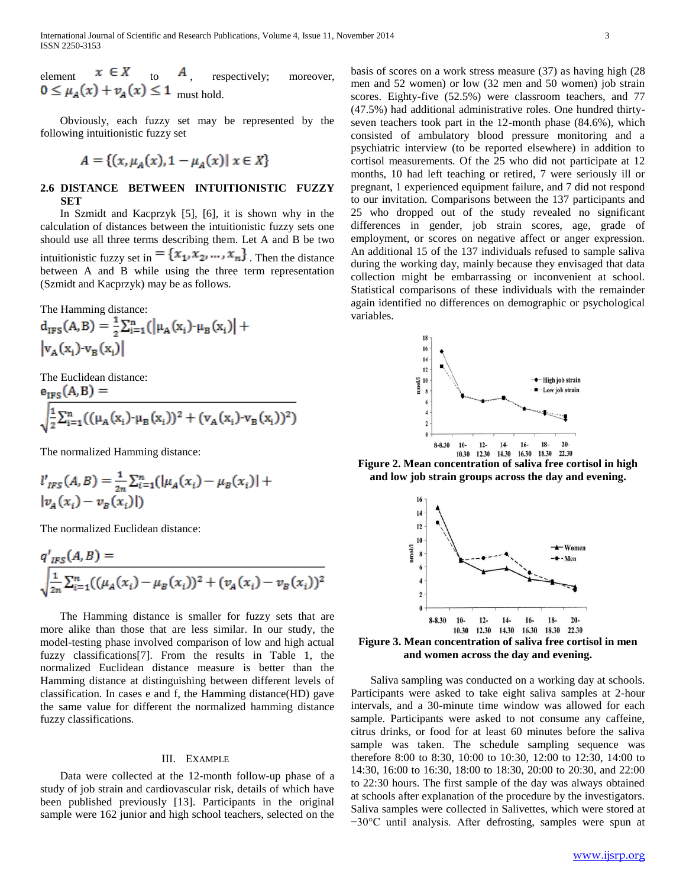element $x \in X$ to $A$, respectively; moreover, $0 \le \mu_A(x) + v_A(x) \le 1$ must hold.

Obviously, each fuzzy set may be represented by the following intuitionistic fuzzy set

$$A = \{(x, \mu_A(x), 1 - \mu_A(x) | x \in X\}$$

### 2.6 DISTANCE BETWEEN INTUITIONISTIC FUZZY SET

In Szmidt and Kacprzyk [5], [6], it is shown why in the calculation of distances between the intuitionistic fuzzy sets one should use all three terms describing them. Let A and B be two intuitionistic fuzzy set in $= \{x_1, x_2, \dots, x_n\}$. Then the distance between A and B while using the three term representation (Szmidt and Kacprzyk) may be as follows.

The Hamming distance:

$$d_{IFS}(A,B) = \frac{1}{2}\sum_{i=1}^{n}(|\mu_A(x_i) - \mu_B(x_i)| + |v_A(x_i) - v_B(x_i)|$$

The Euclidean distance:

$$e_{IFS}(A,B) = \sqrt{\frac{1}{2}\sum_{i=1}^{n}((\mu_A(x_i) - \mu_B(x_i))^2 + (v_A(x_i) - v_B(x_i))^2)}$$

The normalized Hamming distance:

$$l'_{IFS}(A,B) = \frac{1}{2n}\sum_{i=1}^{n}(|\mu_A(x_i) - \mu_B(x_i)| + |v_A(x_i) - v_B(x_i)|)$$

The normalized Euclidean distance:

$$q'_{IFS}(A,B) = \sqrt{\frac{1}{2n}\sum_{i=1}^{n}((\mu_A(x_i) - \mu_B(x_i))^2 + (v_A(x_i) - v_B(x_i))^2}$$

The Hamming distance is smaller for fuzzy sets that are more alike than those that are less similar. In our study, the model-testing phase involved comparison of low and high actual fuzzy classifications[7]. From the results in Table 1, the normalized Euclidean distance measure is better than the Hamming distance at distinguishing between different levels of classification. In cases e and f, the Hamming distance(HD) gave the same value for different the normalized hamming distance fuzzy classifications.

## III. Example

Data were collected at the 12-month follow-up phase of a study of job strain and cardiovascular risk, details of which have been published previously [13]. Participants in the original sample were 162 junior and high school teachers, selected on the basis of scores on a work stress measure (37) as having high (28 men and 52 women) or low (32 men and 50 women) job strain scores. Eighty-five (52.5%) were classroom teachers, and 77 (47.5%) had additional administrative roles. One hundred thirty-seven teachers took part in the 12-month phase (84.6%), which consisted of ambulatory blood pressure monitoring and a psychiatric interview (to be reported elsewhere) in addition to cortisol measurements. Of the 25 who did not participate at 12 months, 10 had left teaching or retired, 7 were seriously ill or pregnant, 1 experienced equipment failure, and 7 did not respond to our invitation. Comparisons between the 137 participants and 25 who dropped out of the study revealed no significant differences in gender, job strain scores, age, grade of employment, or scores on negative affect or anger expression. An additional 15 of the 137 individuals refused to sample saliva during the working day, mainly because they envisaged that data collection might be embarrassing or inconvenient at school. Statistical comparisons of these individuals with the remainder again identified no differences on demographic or psychological variables.

**Figure 2. Mean concentration of saliva free cortisol in high and low job strain groups across the day and evening.**

**Figure 3. Mean concentration of saliva free cortisol in men and women across the day and evening.**

Saliva sampling was conducted on a working day at schools. Participants were asked to take eight saliva samples at 2-hour intervals, and a 30-minute time window was allowed for each sample. Participants were asked to not consume any caffeine, citrus drinks, or food for at least 60 minutes before the saliva sample was taken. The schedule sampling sequence was therefore 8:00 to 8:30, 10:00 to 10:30, 12:00 to 12:30, 14:00 to 14:30, 16:00 to 16:30, 18:00 to 18:30, 20:00 to 20:30, and 22:00 to 22:30 hours. The first sample of the day was always obtained at schools after explanation of the procedure by the investigators. Saliva samples were collected in Salivettes, which were stored at −30°C until analysis. After defrosting, samples were spun at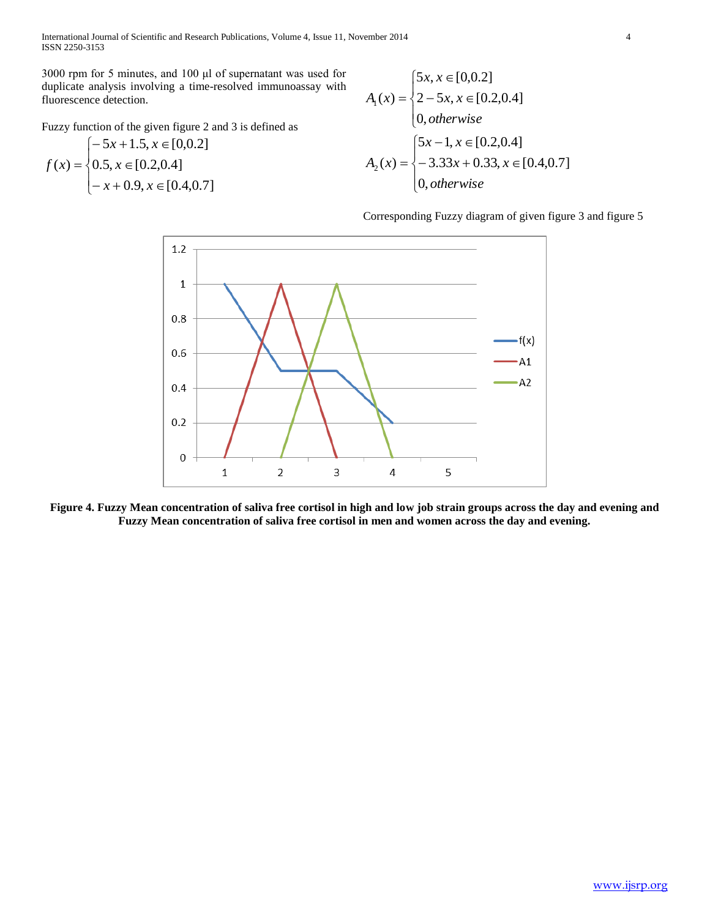3000 rpm for 5 minutes, and 100 μl of supernatant was used for duplicate analysis involving a time-resolved immunoassay with fluorescence detection.

Fuzzy function of the given figure 2 and 3 is defined as

$$f(x)=\begin{cases}-5x+1.5, x\in[0,0.2]\\ 0.5, x\in[0.2,0.4]\\ -x+0.9, x\in[0.4,0.7]\end{cases}$$

$$A_1(x)=\begin{cases}5x, x\in[0,0.2]\\ 2-5x, x\in[0.2,0.4]\\ 0, otherwise\end{cases}$$

$$A_2(x)=\begin{cases}5x-1, x\in[0.2,0.4]\\ -3.33x+0.33, x\in[0.4,0.7]\\ 0, otherwise\end{cases}$$

Corresponding Fuzzy diagram of given figure 3 and figure 5

**Figure 4. Fuzzy Mean concentration of saliva free cortisol in high and low job strain groups across the day and evening and Fuzzy Mean concentration of saliva free cortisol in men and women across the day and evening.**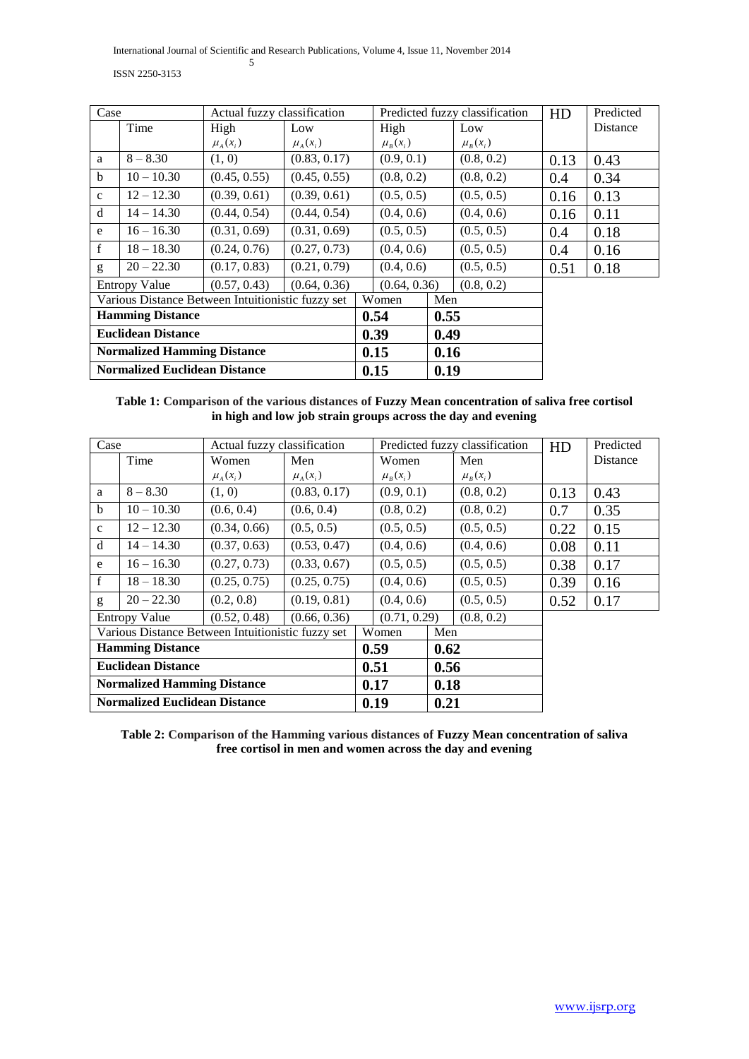| Case | | Actual fuzzy classification | | Predicted fuzzy classification | | HD | Predicted Distance |
|---|---|---|---|---|---|---|---|
| | Time | High | Low | High | Low | | |
| | | $\mu_A(x_i)$ | $\mu_A(x_i)$ | $\mu_B(x_i)$ | $\mu_B(x_i)$ | | |
| a | 8 – 8.30 | (1, 0) | (0.83, 0.17) | (0.9, 0.1) | (0.8, 0.2) | 0.13 | 0.43 |
| b | 10 – 10.30 | (0.45, 0.55) | (0.45, 0.55) | (0.8, 0.2) | (0.8, 0.2) | 0.4 | 0.34 |
| c | 12 – 12.30 | (0.39, 0.61) | (0.39, 0.61) | (0.5, 0.5) | (0.5, 0.5) | 0.16 | 0.13 |
| d | 14 – 14.30 | (0.44, 0.54) | (0.44, 0.54) | (0.4, 0.6) | (0.4, 0.6) | 0.16 | 0.11 |
| e | 16 – 16.30 | (0.31, 0.69) | (0.31, 0.69) | (0.5, 0.5) | (0.5, 0.5) | 0.4 | 0.18 |
| f | 18 – 18.30 | (0.24, 0.76) | (0.27, 0.73) | (0.4, 0.6) | (0.5, 0.5) | 0.4 | 0.16 |
| g | 20 – 22.30 | (0.17, 0.83) | (0.21, 0.79) | (0.4, 0.6) | (0.5, 0.5) | 0.51 | 0.18 |
| Entropy Value | | (0.57, 0.43) | (0.64, 0.36) | (0.64, 0.36) | (0.8, 0.2) | | |
| Various Distance Between Intuitionistic fuzzy set | | | | Women | Men | | |
| **Hamming Distance** | | | | **0.54** | **0.55** | | |
| **Euclidean Distance** | | | | **0.39** | **0.49** | | |
| **Normalized Hamming Distance** | | | | **0.15** | **0.16** | | |
| **Normalized Euclidean Distance** | | | | **0.15** | **0.19** | | |

**Table 1: Comparison of the various distances of Fuzzy Mean concentration of saliva free cortisol in high and low job strain groups across the day and evening**

| Case | | Actual fuzzy classification | | Predicted fuzzy classification | | HD | Predicted Distance |
|---|---|---|---|---|---|---|---|
| | Time | Women | Men | Women | Men | | |
| | | $\mu_A(x_i)$ | $\mu_A(x_i)$ | $\mu_B(x_i)$ | $\mu_B(x_i)$ | | |
| a | 8 – 8.30 | (1, 0) | (0.83, 0.17) | (0.9, 0.1) | (0.8, 0.2) | 0.13 | 0.43 |
| b | 10 – 10.30 | (0.6, 0.4) | (0.6, 0.4) | (0.8, 0.2) | (0.8, 0.2) | 0.7 | 0.35 |
| c | 12 – 12.30 | (0.34, 0.66) | (0.5, 0.5) | (0.5, 0.5) | (0.5, 0.5) | 0.22 | 0.15 |
| d | 14 – 14.30 | (0.37, 0.63) | (0.53, 0.47) | (0.4, 0.6) | (0.4, 0.6) | 0.08 | 0.11 |
| e | 16 – 16.30 | (0.27, 0.73) | (0.33, 0.67) | (0.5, 0.5) | (0.5, 0.5) | 0.38 | 0.17 |
| f | 18 – 18.30 | (0.25, 0.75) | (0.25, 0.75) | (0.4, 0.6) | (0.5, 0.5) | 0.39 | 0.16 |
| g | 20 – 22.30 | (0.2, 0.8) | (0.19, 0.81) | (0.4, 0.6) | (0.5, 0.5) | 0.52 | 0.17 |
| Entropy Value | | (0.52, 0.48) | (0.66, 0.36) | (0.71, 0.29) | (0.8, 0.2) | | |
| Various Distance Between Intuitionistic fuzzy set | | | | Women | Men | | |
| **Hamming Distance** | | | | **0.59** | **0.62** | | |
| **Euclidean Distance** | | | | **0.51** | **0.56** | | |
| **Normalized Hamming Distance** | | | | **0.17** | **0.18** | | |
| **Normalized Euclidean Distance** | | | | **0.19** | **0.21** | | |

**Table 2: Comparison of the Hamming various distances of Fuzzy Mean concentration of saliva free cortisol in men and women across the day and evening**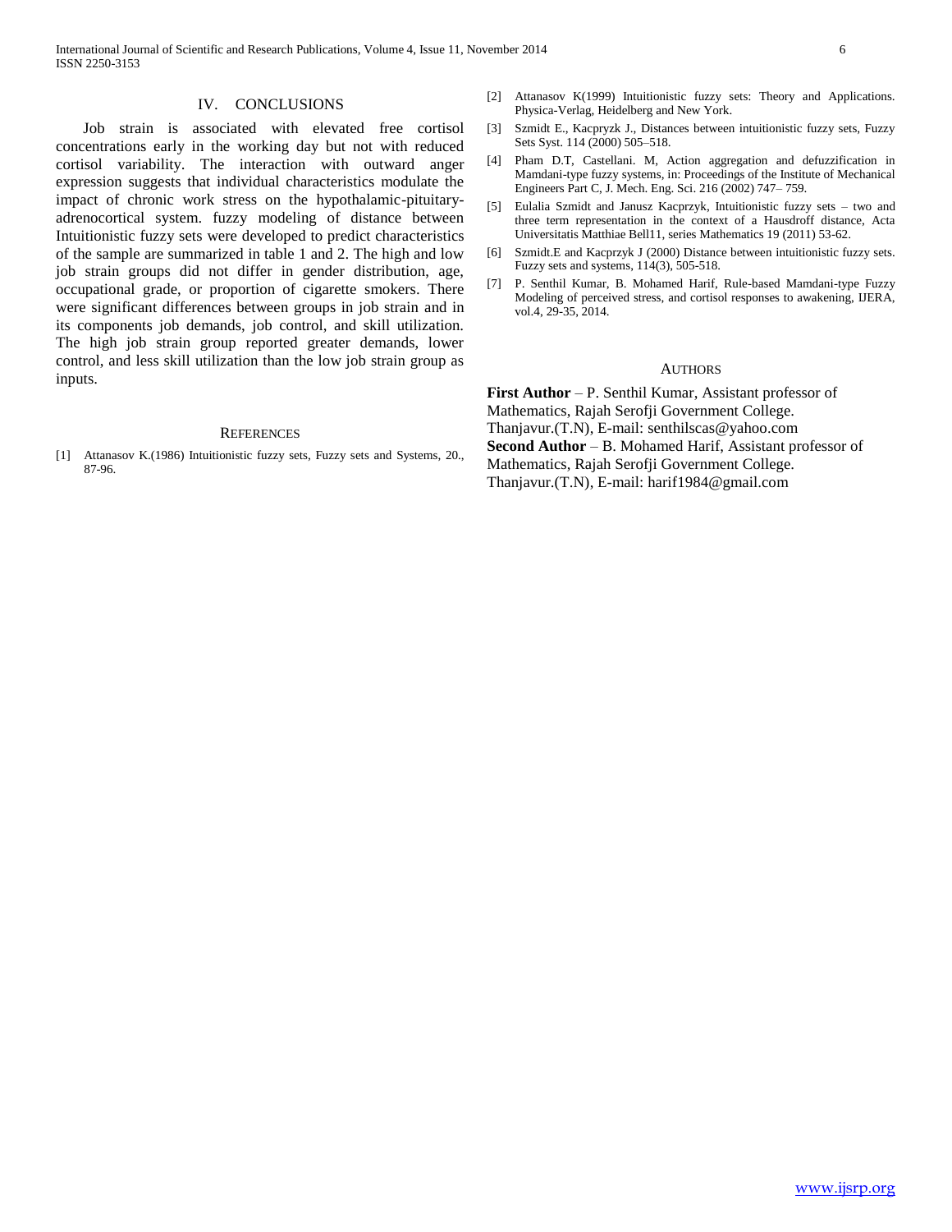## IV. CONCLUSIONS

Job strain is associated with elevated free cortisol concentrations early in the working day but not with reduced cortisol variability. The interaction with outward anger expression suggests that individual characteristics modulate the impact of chronic work stress on the hypothalamic-pituitary-adrenocortical system. fuzzy modeling of distance between Intuitionistic fuzzy sets were developed to predict characteristics of the sample are summarized in table 1 and 2. The high and low job strain groups did not differ in gender distribution, age, occupational grade, or proportion of cigarette smokers. There were significant differences between groups in job strain and in its components job demands, job control, and skill utilization. The high job strain group reported greater demands, lower control, and less skill utilization than the low job strain group as inputs.

## REFERENCES

[1] Attanasov K.(1986) Intuitionistic fuzzy sets, Fuzzy sets and Systems, 20., 87-96.

[2] Attanasov K(1999) Intuitionistic fuzzy sets: Theory and Applications. Physica-Verlag, Heidelberg and New York.

[3] Szmidt E., Kacpryzk J., Distances between intuitionistic fuzzy sets, Fuzzy Sets Syst. 114 (2000) 505–518.

[4] Pham D.T, Castellani. M, Action aggregation and defuzzification in Mamdani-type fuzzy systems, in: Proceedings of the Institute of Mechanical Engineers Part C, J. Mech. Eng. Sci. 216 (2002) 747– 759.

[5] Eulalia Szmidt and Janusz Kacprzyk, Intuitionistic fuzzy sets – two and three term representation in the context of a Hausdroff distance, Acta Universitatis Matthiae Bell11, series Mathematics 19 (2011) 53-62.

[6] Szmidt.E and Kacprzyk J (2000) Distance between intuitionistic fuzzy sets. Fuzzy sets and systems, 114(3), 505-518.

[7] P. Senthil Kumar, B. Mohamed Harif, Rule-based Mamdani-type Fuzzy Modeling of perceived stress, and cortisol responses to awakening, IJERA, vol.4, 29-35, 2014.

## AUTHORS

**First Author** – P. Senthil Kumar, Assistant professor of Mathematics, Rajah Serofji Government College. Thanjavur.(T.N), E-mail: senthilscas@yahoo.com

**Second Author** – B. Mohamed Harif, Assistant professor of Mathematics, Rajah Serofji Government College. Thanjavur.(T.N), E-mail: harif1984@gmail.com